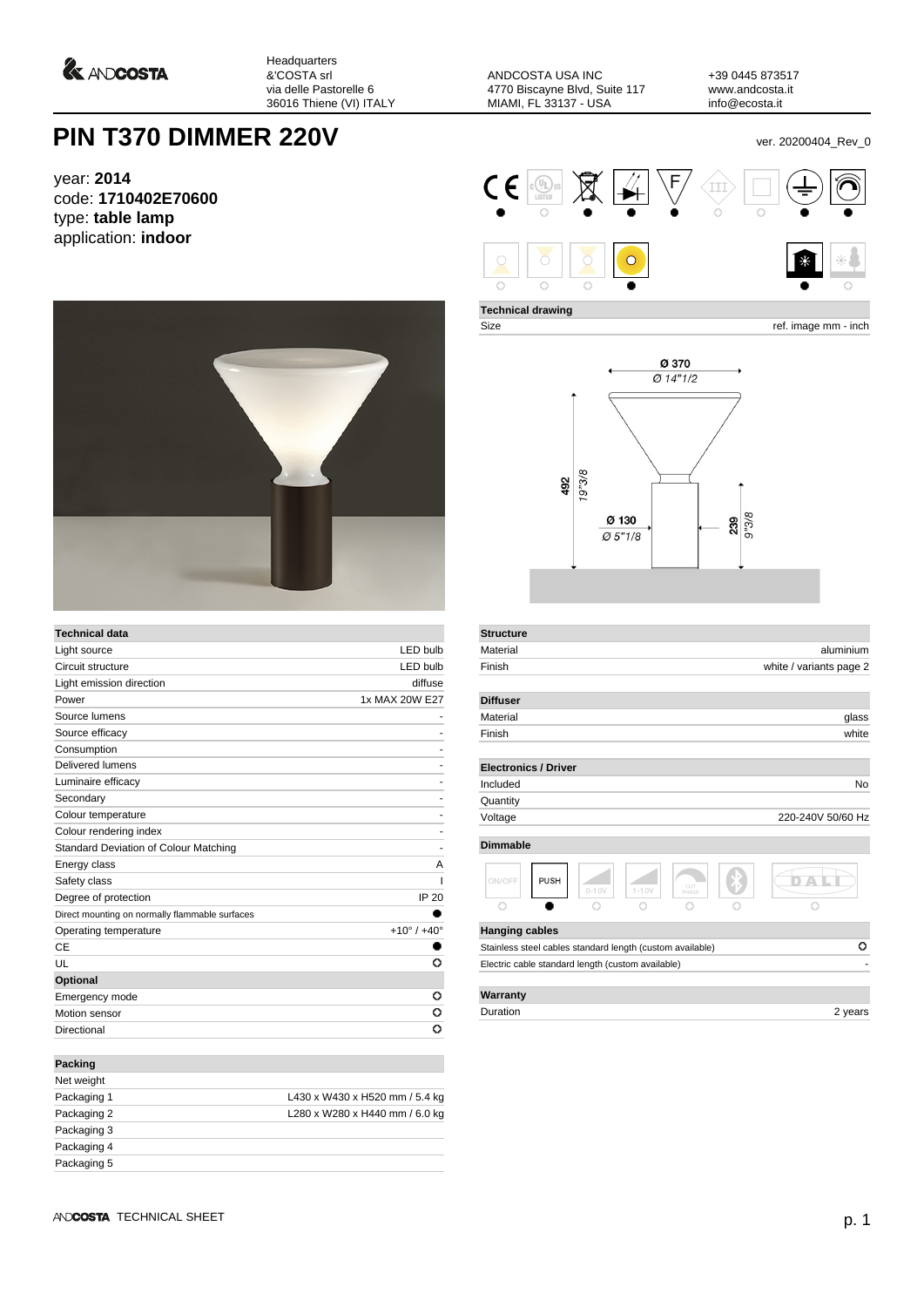Headquarters
&'COSTA srl
via delle Pastorelle 6
36016 Thiene (VI) ITALY

ANDCOSTA USA INC
4770 Biscayne Blvd, Suite 117
MIAMI, FL 33137 - USA

+39 0445 873517
www.andcosta.it
info@ecosta.it

# PIN T370 DIMMER 220V

ver. 20200404_Rev_0

year: **2014**
code: **1710402E70600**
type: **table lamp**
application: **indoor**

## Technical drawing

Size — ref. image mm - inch

Ø 370 / Ø 14"1/2
492 / 19"3/8
Ø 130 / Ø 5"1/8
239 / 9"3/8

## Technical data

| Technical data | |
|---|---|
| Light source | LED bulb |
| Circuit structure | LED bulb |
| Light emission direction | diffuse |
| Power | 1x MAX 20W E27 |
| Source lumens | - |
| Source efficacy | - |
| Consumption | - |
| Delivered lumens | - |
| Luminaire efficacy | - |
| Secondary | - |
| Colour temperature | - |
| Colour rendering index | - |
| Standard Deviation of Colour Matching | - |
| Energy class | A |
| Safety class | I |
| Degree of protection | IP 20 |
| Direct mounting on normally flammable surfaces | ● |
| Operating temperature | +10° / +40° |
| CE | ● |
| UL | ○ |
| **Optional** | |
| Emergency mode | ○ |
| Motion sensor | ○ |
| Directional | ○ |

| Packing | |
|---|---|
| Net weight | |
| Packaging 1 | L430 x W430 x H520 mm / 5.4 kg |
| Packaging 2 | L280 x W280 x H440 mm / 6.0 kg |
| Packaging 3 | |
| Packaging 4 | |
| Packaging 5 | |

| Structure | |
|---|---|
| Material | aluminium |
| Finish | white / variants page 2 |

| Diffuser | |
|---|---|
| Material | glass |
| Finish | white |

| Electronics / Driver | |
|---|---|
| Included | No |
| Quantity | |
| Voltage | 220-240V 50/60 Hz |

## Dimmable

| ON/OFF | PUSH | 0-10V | 1-10V | CUT PHASE | Bluetooth | DALI |
|---|---|---|---|---|---|---|
| ○ | ● | ○ | ○ | ○ | ○ | ○ |

| Hanging cables | |
|---|---|
| Stainless steel cables standard length (custom available) | ○ |
| Electric cable standard length (custom available) | - |

| Warranty | |
|---|---|
| Duration | 2 years |

ANDCOSTA TECHNICAL SHEET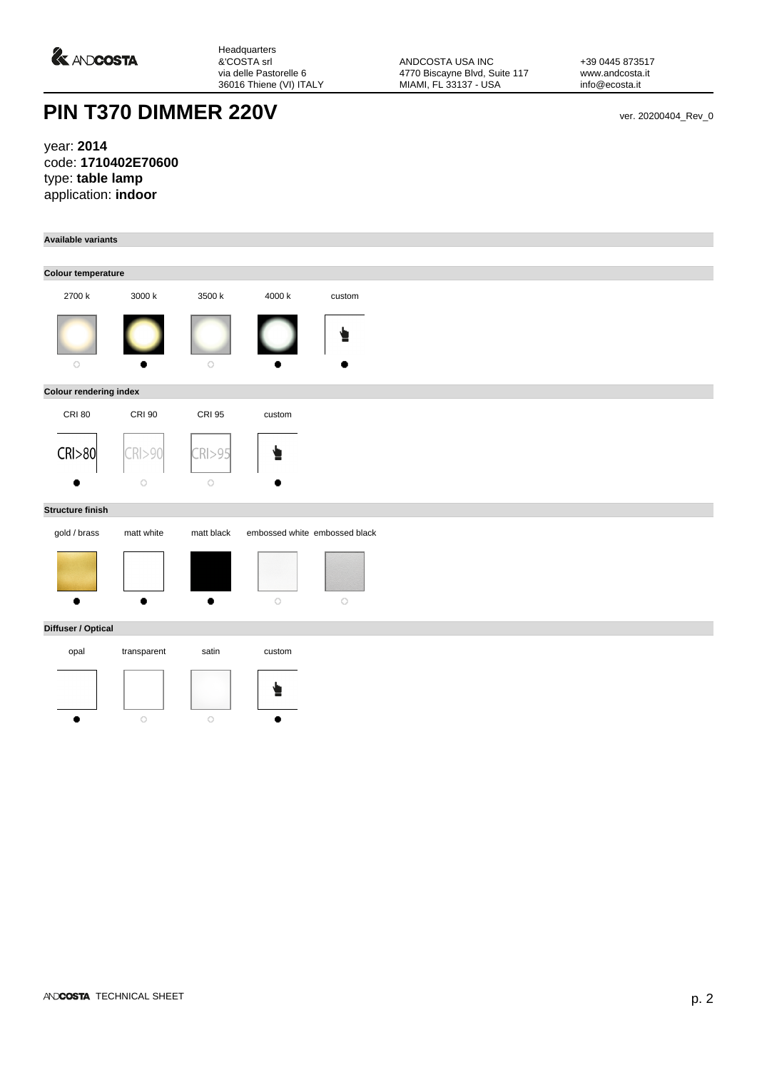Headquarters
&'COSTA srl
via delle Pastorelle 6
36016 Thiene (VI) ITALY

ANDCOSTA USA INC
4770 Biscayne Blvd, Suite 117
MIAMI, FL 33137 - USA

+39 0445 873517
www.andcosta.it
info@ecosta.it

# PIN T370 DIMMER 220V

ver. 20200404_Rev_0

year: **2014**
code: **1710402E70600**
type: **table lamp**
application: **indoor**

## Available variants

### Colour temperature

| 2700 k | 3000 k | 3500 k | 4000 k | custom |
|---|---|---|---|---|
| ○ | ● | ○ | ● | ● |

### Colour rendering index

| CRI 80 | CRI 90 | CRI 95 | custom |
|---|---|---|---|
| ● | ○ | ○ | ● |

### Structure finish

| gold / brass | matt white | matt black | embossed white | embossed black |
|---|---|---|---|---|
| ● | ● | ● | ○ | ○ |

### Diffuser / Optical

| opal | transparent | satin | custom |
|---|---|---|---|
| ● | ○ | ○ | ● |

ANDCOSTA TECHNICAL SHEET